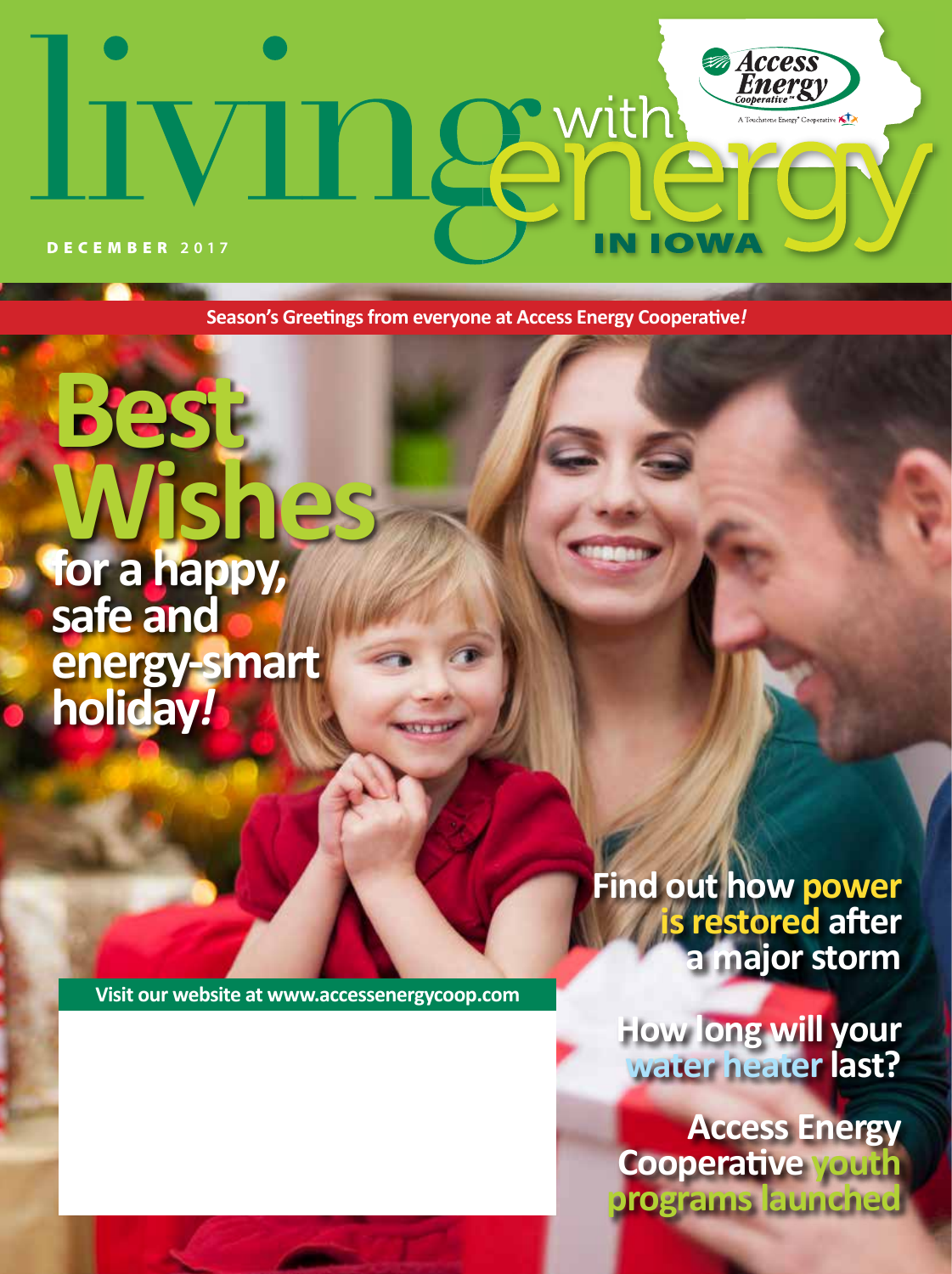# Living with Energy in Iowa

**DECEMBER 2017**

Access Energy Cooperative™

A Touchstone Energy® Cooperative

**Season's Greetings from everyone at Access Energy Cooperative!**

# Best Wishes

## for a happy, safe and energy-smart holiday!

**Find out how power is restored after a major storm**

**How long will your water heater last?**

**Access Energy Cooperative youth programs launched**

**Visit our website at www.accessenergycoop.com**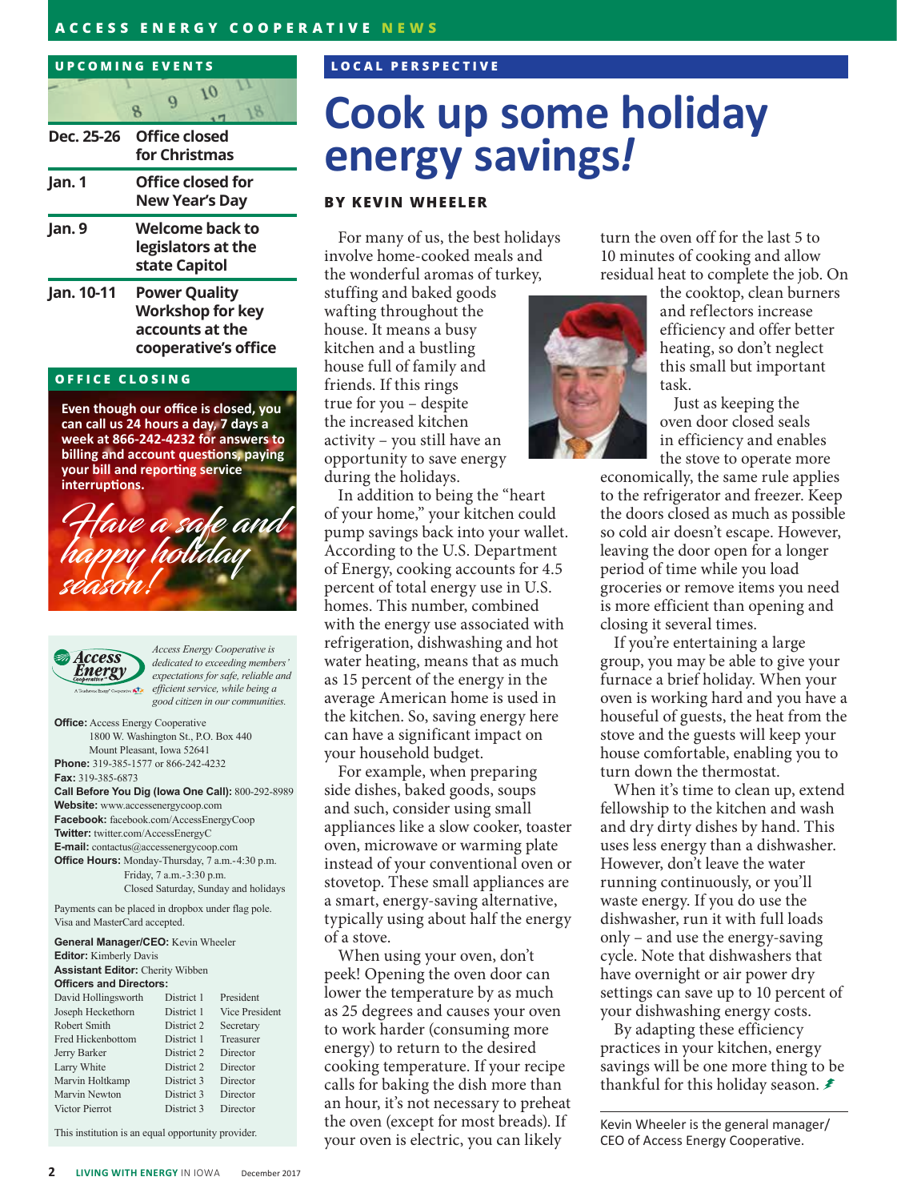## UPCOMING EVENTS

| | |
|---|---|
| Dec. 25-26 | Office closed for Christmas |
| Jan. 1 | Office closed for New Year's Day |
| Jan. 9 | Welcome back to legislators at the state Capitol |
| Jan. 10-11 | Power Quality Workshop for key accounts at the cooperative's office |

## OFFICE CLOSING

**Even though our office is closed, you can call us 24 hours a day, 7 days a week at 866-242-4232 for answers to billing and account questions, paying your bill and reporting service interruptions.**

*Have a safe and happy holiday season!*

*Access Energy Cooperative is dedicated to exceeding members' expectations for safe, reliable and efficient service, while being a good citizen in our communities.*

**Office:** Access Energy Cooperative
1800 W. Washington St., P.O. Box 440
Mount Pleasant, Iowa 52641
**Phone:** 319-385-1577 or 866-242-4232
**Fax:** 319-385-6873
**Call Before You Dig (Iowa One Call):** 800-292-8989
**Website:** www.accessenergycoop.com
**Facebook:** facebook.com/AccessEnergyCoop
**Twitter:** twitter.com/AccessEnergyC
**E-mail:** contactus@accessenergycoop.com
**Office Hours:** Monday-Thursday, 7 a.m.-4:30 p.m.
Friday, 7 a.m.-3:30 p.m.
Closed Saturday, Sunday and holidays

Payments can be placed in dropbox under flag pole. Visa and MasterCard accepted.

**General Manager/CEO:** Kevin Wheeler
**Editor:** Kimberly Davis
**Assistant Editor:** Cherity Wibben
**Officers and Directors:**

| | | |
|---|---|---|
| David Hollingsworth | District 1 | President |
| Joseph Heckethorn | District 1 | Vice President |
| Robert Smith | District 2 | Secretary |
| Fred Hickenbottom | District 1 | Treasurer |
| Jerry Barker | District 2 | Director |
| Larry White | District 2 | Director |
| Marvin Holtkamp | District 3 | Director |
| Marvin Newton | District 3 | Director |
| Victor Pierrot | District 3 | Director |

This institution is an equal opportunity provider.

## LOCAL PERSPECTIVE

# Cook up some holiday energy savings!

**BY KEVIN WHEELER**

For many of us, the best holidays involve home-cooked meals and the wonderful aromas of turkey, stuffing and baked goods wafting throughout the house. It means a busy kitchen and a bustling house full of family and friends. If this rings true for you – despite the increased kitchen activity – you still have an opportunity to save energy during the holidays.

In addition to being the "heart of your home," your kitchen could pump savings back into your wallet. According to the U.S. Department of Energy, cooking accounts for 4.5 percent of total energy use in U.S. homes. This number, combined with the energy use associated with refrigeration, dishwashing and hot water heating, means that as much as 15 percent of the energy in the average American home is used in the kitchen. So, saving energy here can have a significant impact on your household budget.

For example, when preparing side dishes, baked goods, soups and such, consider using small appliances like a slow cooker, toaster oven, microwave or warming plate instead of your conventional oven or stovetop. These small appliances are a smart, energy-saving alternative, typically using about half the energy of a stove.

When using your oven, don't peek! Opening the oven door can lower the temperature by as much as 25 degrees and causes your oven to work harder (consuming more energy) to return to the desired cooking temperature. If your recipe calls for baking the dish more than an hour, it's not necessary to preheat the oven (except for most breads). If your oven is electric, you can likely turn the oven off for the last 5 to 10 minutes of cooking and allow residual heat to complete the job. On the cooktop, clean burners and reflectors increase efficiency and offer better heating, so don't neglect this small but important task.

Just as keeping the oven door closed seals in efficiency and enables the stove to operate more economically, the same rule applies to the refrigerator and freezer. Keep the doors closed as much as possible so cold air doesn't escape. However, leaving the door open for a longer period of time while you load groceries or remove items you need is more efficient than opening and closing it several times.

If you're entertaining a large group, you may be able to give your furnace a brief holiday. When your oven is working hard and you have a houseful of guests, the heat from the stove and the guests will keep your house comfortable, enabling you to turn down the thermostat.

When it's time to clean up, extend fellowship to the kitchen and wash and dry dirty dishes by hand. This uses less energy than a dishwasher. However, don't leave the water running continuously, or you'll waste energy. If you do use the dishwasher, run it with full loads only – and use the energy-saving cycle. Note that dishwashers that have overnight or air power dry settings can save up to 10 percent of your dishwashing energy costs.

By adapting these efficiency practices in your kitchen, energy savings will be one more thing to be thankful for this holiday season.

Kevin Wheeler is the general manager/CEO of Access Energy Cooperative.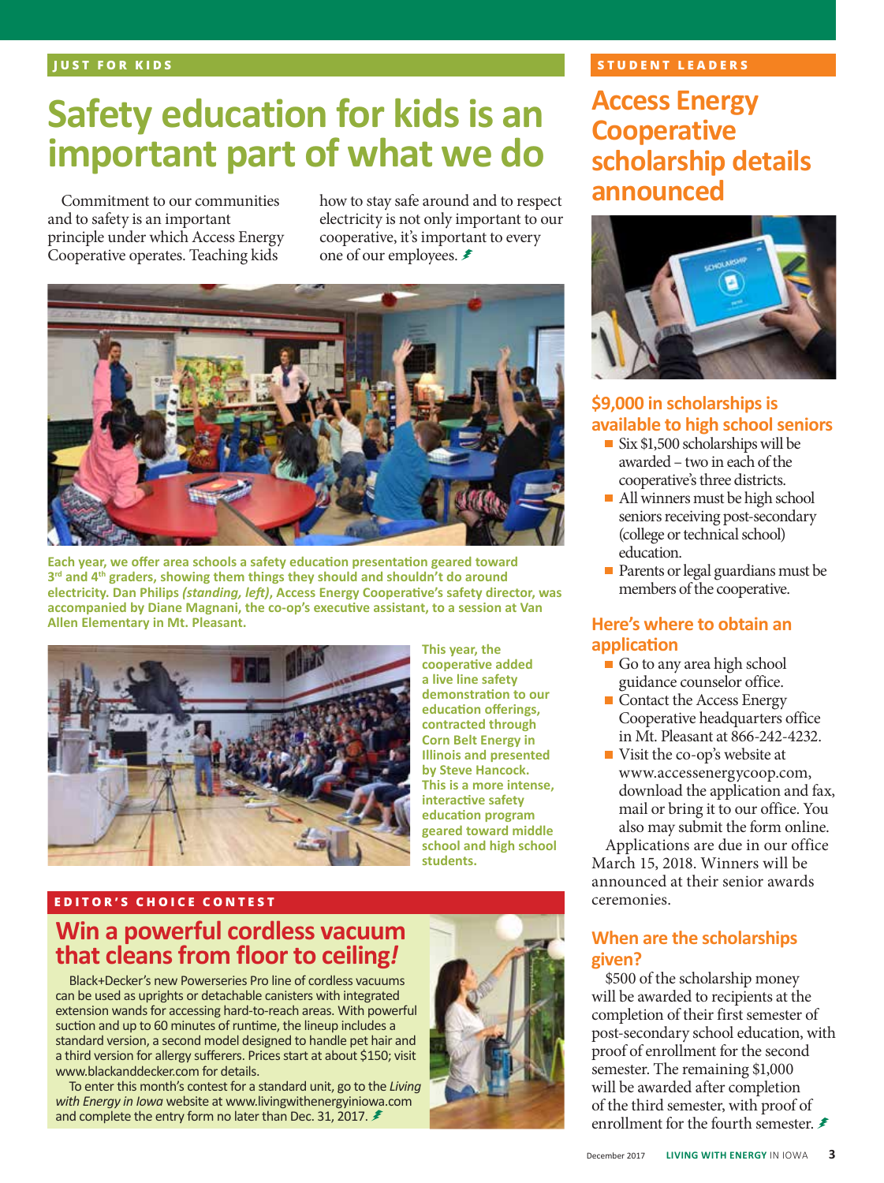JUST FOR KIDS

# Safety education for kids is an important part of what we do

Commitment to our communities and to safety is an important principle under which Access Energy Cooperative operates. Teaching kids how to stay safe around and to respect electricity is not only important to our cooperative, it's important to every one of our employees.

**Each year, we offer area schools a safety education presentation geared toward 3rd and 4th graders, showing them things they should and shouldn't do around electricity. Dan Philips *(standing, left)*, Access Energy Cooperative's safety director, was accompanied by Diane Magnani, the co-op's executive assistant, to a session at Van Allen Elementary in Mt. Pleasant.**

**This year, the cooperative added a live line safety demonstration to our education offerings, contracted through Corn Belt Energy in Illinois and presented by Steve Hancock. This is a more intense, interactive safety education program geared toward middle school and high school students.**

EDITOR'S CHOICE CONTEST

## Win a powerful cordless vacuum that cleans from floor to ceiling!

Black+Decker's new Powerseries Pro line of cordless vacuums can be used as uprights or detachable canisters with integrated extension wands for accessing hard-to-reach areas. With powerful suction and up to 60 minutes of runtime, the lineup includes a standard version, a second model designed to handle pet hair and a third version for allergy sufferers. Prices start at about $150; visit www.blackanddecker.com for details.

To enter this month's contest for a standard unit, go to the *Living with Energy in Iowa* website at www.livingwithenergyiniowa.com and complete the entry form no later than Dec. 31, 2017.

STUDENT LEADERS

# Access Energy Cooperative scholarship details announced

### $9,000 in scholarships is available to high school seniors

- Six $1,500 scholarships will be awarded – two in each of the cooperative's three districts.
- All winners must be high school seniors receiving post-secondary (college or technical school) education.
- Parents or legal guardians must be members of the cooperative.

### Here's where to obtain an application

- Go to any area high school guidance counselor office.
- Contact the Access Energy Cooperative headquarters office in Mt. Pleasant at 866-242-4232.
- Visit the co-op's website at www.accessenergycoop.com, download the application and fax, mail or bring it to our office. You also may submit the form online.

Applications are due in our office March 15, 2018. Winners will be announced at their senior awards ceremonies.

### When are the scholarships given?

$500 of the scholarship money will be awarded to recipients at the completion of their first semester of post-secondary school education, with proof of enrollment for the second semester. The remaining $1,000 will be awarded after completion of the third semester, with proof of enrollment for the fourth semester.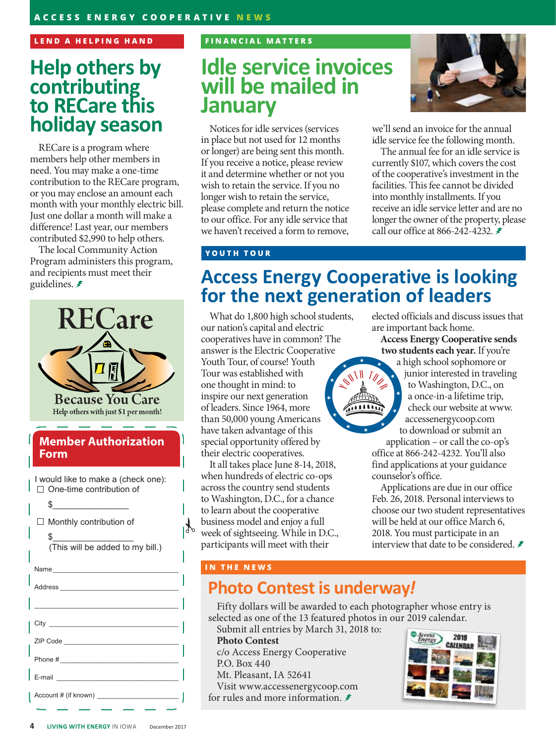LEND A HELPING HAND

# Help others by contributing to RECare this holiday season

RECare is a program where members help other members in need. You may make a one-time contribution to the RECare program, or you may enclose an amount each month with your monthly electric bill. Just one dollar a month will make a difference! Last year, our members contributed $2,990 to help others.

The local Community Action Program administers this program, and recipients must meet their guidelines.

RECare

Because You Care

Help others with just $1 per month!

## Member Authorization Form

I would like to make a (check one):

☐ One-time contribution of

$________________

☐ Monthly contribution of

$________________

(This will be added to my bill.)

Name ______________________________

Address ______________________________

______________________________

City ______________________________

ZIP Code ______________________________

Phone # ______________________________

E-mail ______________________________

Account # (if known) ______________________________

FINANCIAL MATTERS

# Idle service invoices will be mailed in January

Notices for idle services (services in place but not used for 12 months or longer) are being sent this month. If you receive a notice, please review it and determine whether or not you wish to retain the service. If you no longer wish to retain the service, please complete and return the notice to our office. For any idle service that we haven't received a form to remove, we'll send an invoice for the annual idle service fee the following month.

The annual fee for an idle service is currently $107, which covers the cost of the cooperative's investment in the facilities. This fee cannot be divided into monthly installments. If you receive an idle service letter and are no longer the owner of the property, please call our office at 866-242-4232.

YOUTH TOUR

# Access Energy Cooperative is looking for the next generation of leaders

What do 1,800 high school students, our nation's capital and electric cooperatives have in common? The answer is the Electric Cooperative Youth Tour, of course! Youth Tour was established with one thought in mind: to inspire our next generation of leaders. Since 1964, more than 50,000 young Americans have taken advantage of this special opportunity offered by their electric cooperatives.

It all takes place June 8-14, 2018, when hundreds of electric co-ops across the country send students to Washington, D.C., for a chance to learn about the cooperative business model and enjoy a full week of sightseeing. While in D.C., participants will meet with their elected officials and discuss issues that are important back home.

**Access Energy Cooperative sends two students each year.** If you're a high school sophomore or junior interested in traveling to Washington, D.C., on a once-in-a lifetime trip, check our website at www.accessenergycoop.com to download or submit an application – or call the co-op's office at 866-242-4232. You'll also find applications at your guidance counselor's office.

Applications are due in our office Feb. 26, 2018. Personal interviews to choose our two student representatives will be held at our office March 6, 2018. You must participate in an interview that date to be considered.

IN THE NEWS

# Photo Contest is underway!

Fifty dollars will be awarded to each photographer whose entry is selected as one of the 13 featured photos in our 2019 calendar.

Submit all entries by March 31, 2018 to:
**Photo Contest**
c/o Access Energy Cooperative
P.O. Box 440
Mt. Pleasant, IA 52641
Visit www.accessenergycoop.com for rules and more information.